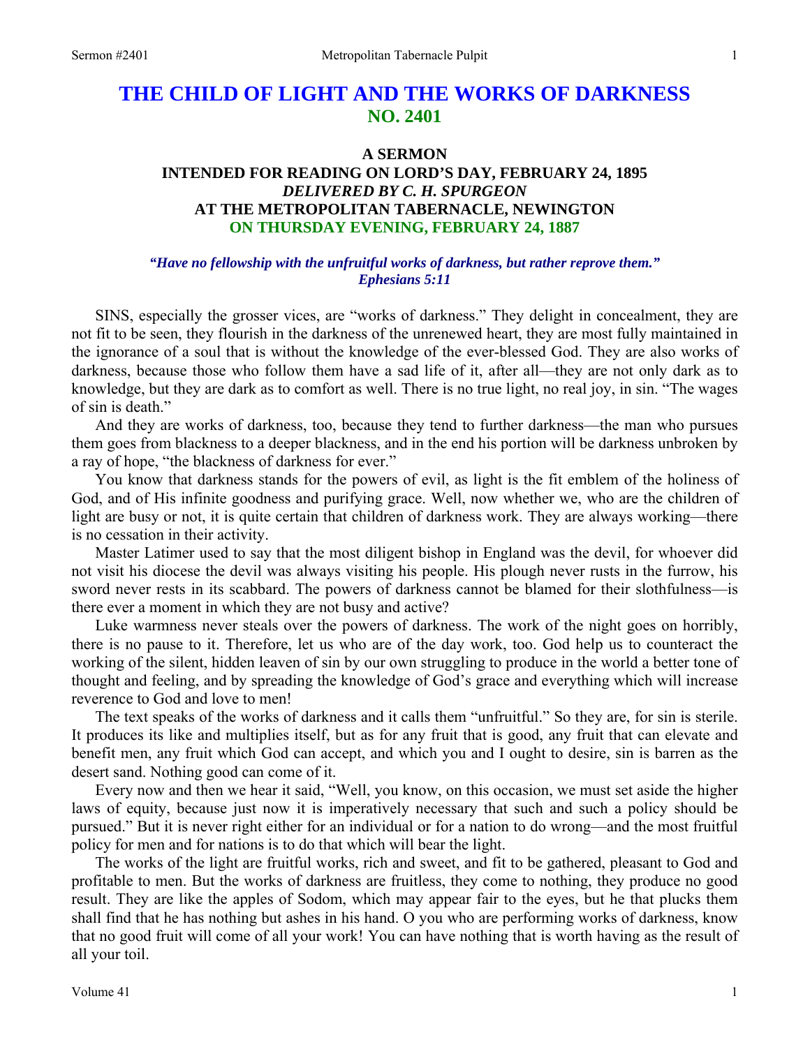# THE CHILD OF LIGHT AND THE WORKS OF DARKNESS
## NO. 2401

### A SERMON
### INTENDED FOR READING ON LORD'S DAY, FEBRUARY 24, 1895
### *DELIVERED BY C. H. SPURGEON*
### AT THE METROPOLITAN TABERNACLE, NEWINGTON
### ON THURSDAY EVENING, FEBRUARY 24, 1887

***"Have no fellowship with the unfruitful works of darkness, but rather reprove them." Ephesians 5:11***

SINS, especially the grosser vices, are "works of darkness." They delight in concealment, they are not fit to be seen, they flourish in the darkness of the unrenewed heart, they are most fully maintained in the ignorance of a soul that is without the knowledge of the ever-blessed God. They are also works of darkness, because those who follow them have a sad life of it, after all—they are not only dark as to knowledge, but they are dark as to comfort as well. There is no true light, no real joy, in sin. "The wages of sin is death."

And they are works of darkness, too, because they tend to further darkness—the man who pursues them goes from blackness to a deeper blackness, and in the end his portion will be darkness unbroken by a ray of hope, "the blackness of darkness for ever."

You know that darkness stands for the powers of evil, as light is the fit emblem of the holiness of God, and of His infinite goodness and purifying grace. Well, now whether we, who are the children of light are busy or not, it is quite certain that children of darkness work. They are always working—there is no cessation in their activity.

Master Latimer used to say that the most diligent bishop in England was the devil, for whoever did not visit his diocese the devil was always visiting his people. His plough never rusts in the furrow, his sword never rests in its scabbard. The powers of darkness cannot be blamed for their slothfulness—is there ever a moment in which they are not busy and active?

Luke warmness never steals over the powers of darkness. The work of the night goes on horribly, there is no pause to it. Therefore, let us who are of the day work, too. God help us to counteract the working of the silent, hidden leaven of sin by our own struggling to produce in the world a better tone of thought and feeling, and by spreading the knowledge of God's grace and everything which will increase reverence to God and love to men!

The text speaks of the works of darkness and it calls them "unfruitful." So they are, for sin is sterile. It produces its like and multiplies itself, but as for any fruit that is good, any fruit that can elevate and benefit men, any fruit which God can accept, and which you and I ought to desire, sin is barren as the desert sand. Nothing good can come of it.

Every now and then we hear it said, "Well, you know, on this occasion, we must set aside the higher laws of equity, because just now it is imperatively necessary that such and such a policy should be pursued." But it is never right either for an individual or for a nation to do wrong—and the most fruitful policy for men and for nations is to do that which will bear the light.

The works of the light are fruitful works, rich and sweet, and fit to be gathered, pleasant to God and profitable to men. But the works of darkness are fruitless, they come to nothing, they produce no good result. They are like the apples of Sodom, which may appear fair to the eyes, but he that plucks them shall find that he has nothing but ashes in his hand. O you who are performing works of darkness, know that no good fruit will come of all your work! You can have nothing that is worth having as the result of all your toil.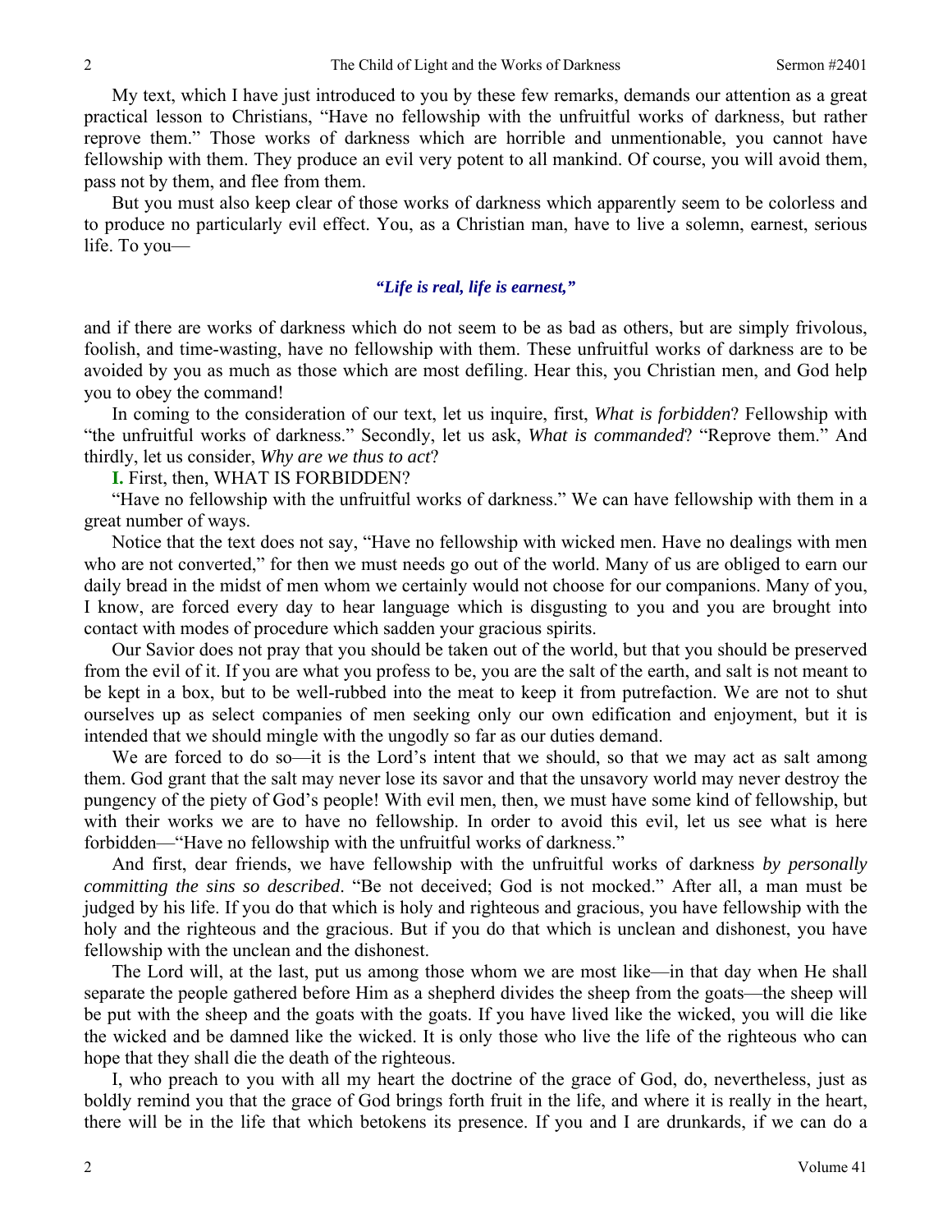My text, which I have just introduced to you by these few remarks, demands our attention as a great practical lesson to Christians, "Have no fellowship with the unfruitful works of darkness, but rather reprove them." Those works of darkness which are horrible and unmentionable, you cannot have fellowship with them. They produce an evil very potent to all mankind. Of course, you will avoid them, pass not by them, and flee from them.

But you must also keep clear of those works of darkness which apparently seem to be colorless and to produce no particularly evil effect. You, as a Christian man, have to live a solemn, earnest, serious life. To you—

*"Life is real, life is earnest,"*

and if there are works of darkness which do not seem to be as bad as others, but are simply frivolous, foolish, and time-wasting, have no fellowship with them. These unfruitful works of darkness are to be avoided by you as much as those which are most defiling. Hear this, you Christian men, and God help you to obey the command!

In coming to the consideration of our text, let us inquire, first, *What is forbidden*? Fellowship with "the unfruitful works of darkness." Secondly, let us ask, *What is commanded*? "Reprove them." And thirdly, let us consider, *Why are we thus to act*?

**I.** First, then, WHAT IS FORBIDDEN?

"Have no fellowship with the unfruitful works of darkness." We can have fellowship with them in a great number of ways.

Notice that the text does not say, "Have no fellowship with wicked men. Have no dealings with men who are not converted," for then we must needs go out of the world. Many of us are obliged to earn our daily bread in the midst of men whom we certainly would not choose for our companions. Many of you, I know, are forced every day to hear language which is disgusting to you and you are brought into contact with modes of procedure which sadden your gracious spirits.

Our Savior does not pray that you should be taken out of the world, but that you should be preserved from the evil of it. If you are what you profess to be, you are the salt of the earth, and salt is not meant to be kept in a box, but to be well-rubbed into the meat to keep it from putrefaction. We are not to shut ourselves up as select companies of men seeking only our own edification and enjoyment, but it is intended that we should mingle with the ungodly so far as our duties demand.

We are forced to do so—it is the Lord's intent that we should, so that we may act as salt among them. God grant that the salt may never lose its savor and that the unsavory world may never destroy the pungency of the piety of God's people! With evil men, then, we must have some kind of fellowship, but with their works we are to have no fellowship. In order to avoid this evil, let us see what is here forbidden—"Have no fellowship with the unfruitful works of darkness."

And first, dear friends, we have fellowship with the unfruitful works of darkness *by personally committing the sins so described*. "Be not deceived; God is not mocked." After all, a man must be judged by his life. If you do that which is holy and righteous and gracious, you have fellowship with the holy and the righteous and the gracious. But if you do that which is unclean and dishonest, you have fellowship with the unclean and the dishonest.

The Lord will, at the last, put us among those whom we are most like—in that day when He shall separate the people gathered before Him as a shepherd divides the sheep from the goats—the sheep will be put with the sheep and the goats with the goats. If you have lived like the wicked, you will die like the wicked and be damned like the wicked. It is only those who live the life of the righteous who can hope that they shall die the death of the righteous.

I, who preach to you with all my heart the doctrine of the grace of God, do, nevertheless, just as boldly remind you that the grace of God brings forth fruit in the life, and where it is really in the heart, there will be in the life that which betokens its presence. If you and I are drunkards, if we can do a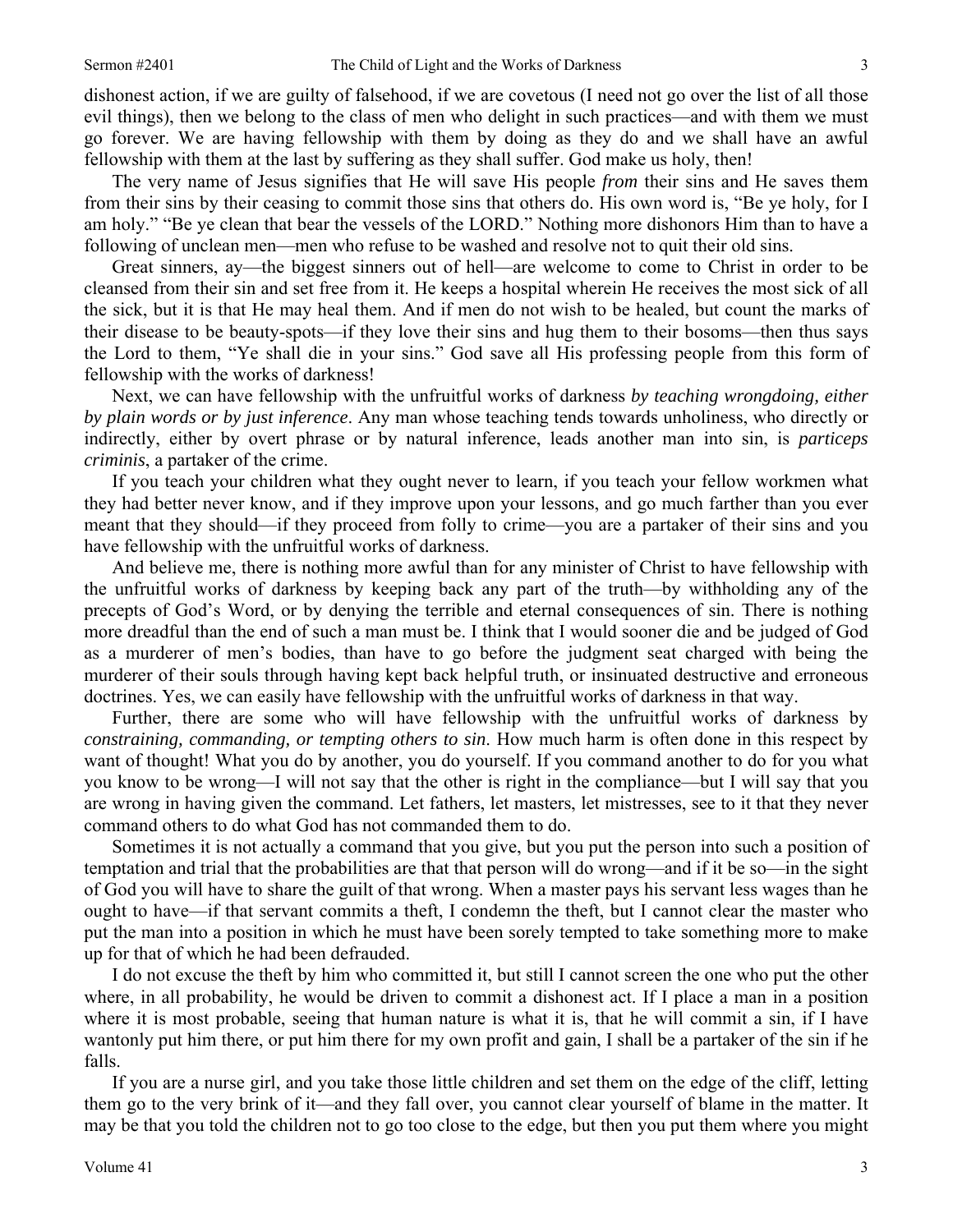dishonest action, if we are guilty of falsehood, if we are covetous (I need not go over the list of all those evil things), then we belong to the class of men who delight in such practices—and with them we must go forever. We are having fellowship with them by doing as they do and we shall have an awful fellowship with them at the last by suffering as they shall suffer. God make us holy, then!

The very name of Jesus signifies that He will save His people *from* their sins and He saves them from their sins by their ceasing to commit those sins that others do. His own word is, "Be ye holy, for I am holy." "Be ye clean that bear the vessels of the LORD." Nothing more dishonors Him than to have a following of unclean men—men who refuse to be washed and resolve not to quit their old sins.

Great sinners, ay—the biggest sinners out of hell—are welcome to come to Christ in order to be cleansed from their sin and set free from it. He keeps a hospital wherein He receives the most sick of all the sick, but it is that He may heal them. And if men do not wish to be healed, but count the marks of their disease to be beauty-spots—if they love their sins and hug them to their bosoms—then thus says the Lord to them, "Ye shall die in your sins." God save all His professing people from this form of fellowship with the works of darkness!

Next, we can have fellowship with the unfruitful works of darkness *by teaching wrongdoing, either by plain words or by just inference*. Any man whose teaching tends towards unholiness, who directly or indirectly, either by overt phrase or by natural inference, leads another man into sin, is *particeps criminis*, a partaker of the crime.

If you teach your children what they ought never to learn, if you teach your fellow workmen what they had better never know, and if they improve upon your lessons, and go much farther than you ever meant that they should—if they proceed from folly to crime—you are a partaker of their sins and you have fellowship with the unfruitful works of darkness.

And believe me, there is nothing more awful than for any minister of Christ to have fellowship with the unfruitful works of darkness by keeping back any part of the truth—by withholding any of the precepts of God's Word, or by denying the terrible and eternal consequences of sin. There is nothing more dreadful than the end of such a man must be. I think that I would sooner die and be judged of God as a murderer of men's bodies, than have to go before the judgment seat charged with being the murderer of their souls through having kept back helpful truth, or insinuated destructive and erroneous doctrines. Yes, we can easily have fellowship with the unfruitful works of darkness in that way.

Further, there are some who will have fellowship with the unfruitful works of darkness by *constraining, commanding, or tempting others to sin*. How much harm is often done in this respect by want of thought! What you do by another, you do yourself. If you command another to do for you what you know to be wrong—I will not say that the other is right in the compliance—but I will say that you are wrong in having given the command. Let fathers, let masters, let mistresses, see to it that they never command others to do what God has not commanded them to do.

Sometimes it is not actually a command that you give, but you put the person into such a position of temptation and trial that the probabilities are that that person will do wrong—and if it be so—in the sight of God you will have to share the guilt of that wrong. When a master pays his servant less wages than he ought to have—if that servant commits a theft, I condemn the theft, but I cannot clear the master who put the man into a position in which he must have been sorely tempted to take something more to make up for that of which he had been defrauded.

I do not excuse the theft by him who committed it, but still I cannot screen the one who put the other where, in all probability, he would be driven to commit a dishonest act. If I place a man in a position where it is most probable, seeing that human nature is what it is, that he will commit a sin, if I have wantonly put him there, or put him there for my own profit and gain, I shall be a partaker of the sin if he falls.

If you are a nurse girl, and you take those little children and set them on the edge of the cliff, letting them go to the very brink of it—and they fall over, you cannot clear yourself of blame in the matter. It may be that you told the children not to go too close to the edge, but then you put them where you might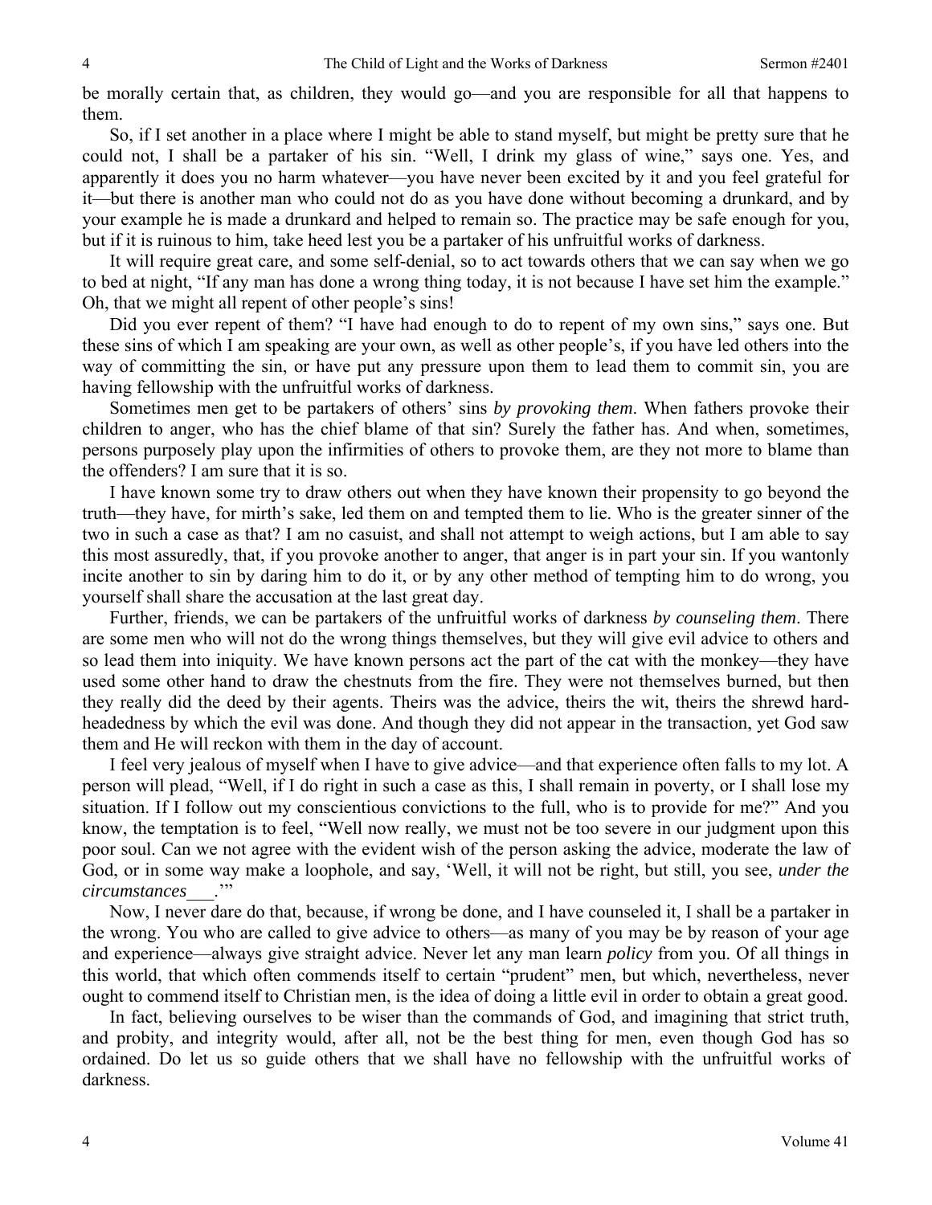be morally certain that, as children, they would go—and you are responsible for all that happens to them.

So, if I set another in a place where I might be able to stand myself, but might be pretty sure that he could not, I shall be a partaker of his sin. "Well, I drink my glass of wine," says one. Yes, and apparently it does you no harm whatever—you have never been excited by it and you feel grateful for it—but there is another man who could not do as you have done without becoming a drunkard, and by your example he is made a drunkard and helped to remain so. The practice may be safe enough for you, but if it is ruinous to him, take heed lest you be a partaker of his unfruitful works of darkness.

It will require great care, and some self-denial, so to act towards others that we can say when we go to bed at night, "If any man has done a wrong thing today, it is not because I have set him the example." Oh, that we might all repent of other people's sins!

Did you ever repent of them? "I have had enough to do to repent of my own sins," says one. But these sins of which I am speaking are your own, as well as other people's, if you have led others into the way of committing the sin, or have put any pressure upon them to lead them to commit sin, you are having fellowship with the unfruitful works of darkness.

Sometimes men get to be partakers of others' sins *by provoking them*. When fathers provoke their children to anger, who has the chief blame of that sin? Surely the father has. And when, sometimes, persons purposely play upon the infirmities of others to provoke them, are they not more to blame than the offenders? I am sure that it is so.

I have known some try to draw others out when they have known their propensity to go beyond the truth—they have, for mirth's sake, led them on and tempted them to lie. Who is the greater sinner of the two in such a case as that? I am no casuist, and shall not attempt to weigh actions, but I am able to say this most assuredly, that, if you provoke another to anger, that anger is in part your sin. If you wantonly incite another to sin by daring him to do it, or by any other method of tempting him to do wrong, you yourself shall share the accusation at the last great day.

Further, friends, we can be partakers of the unfruitful works of darkness *by counseling them*. There are some men who will not do the wrong things themselves, but they will give evil advice to others and so lead them into iniquity. We have known persons act the part of the cat with the monkey—they have used some other hand to draw the chestnuts from the fire. They were not themselves burned, but then they really did the deed by their agents. Theirs was the advice, theirs the wit, theirs the shrewd hard-headedness by which the evil was done. And though they did not appear in the transaction, yet God saw them and He will reckon with them in the day of account.

I feel very jealous of myself when I have to give advice—and that experience often falls to my lot. A person will plead, "Well, if I do right in such a case as this, I shall remain in poverty, or I shall lose my situation. If I follow out my conscientious convictions to the full, who is to provide for me?" And you know, the temptation is to feel, "Well now really, we must not be too severe in our judgment upon this poor soul. Can we not agree with the evident wish of the person asking the advice, moderate the law of God, or in some way make a loophole, and say, 'Well, it will not be right, but still, you see, *under the circumstances*___.'"

Now, I never dare do that, because, if wrong be done, and I have counseled it, I shall be a partaker in the wrong. You who are called to give advice to others—as many of you may be by reason of your age and experience—always give straight advice. Never let any man learn *policy* from you. Of all things in this world, that which often commends itself to certain "prudent" men, but which, nevertheless, never ought to commend itself to Christian men, is the idea of doing a little evil in order to obtain a great good.

In fact, believing ourselves to be wiser than the commands of God, and imagining that strict truth, and probity, and integrity would, after all, not be the best thing for men, even though God has so ordained. Do let us so guide others that we shall have no fellowship with the unfruitful works of darkness.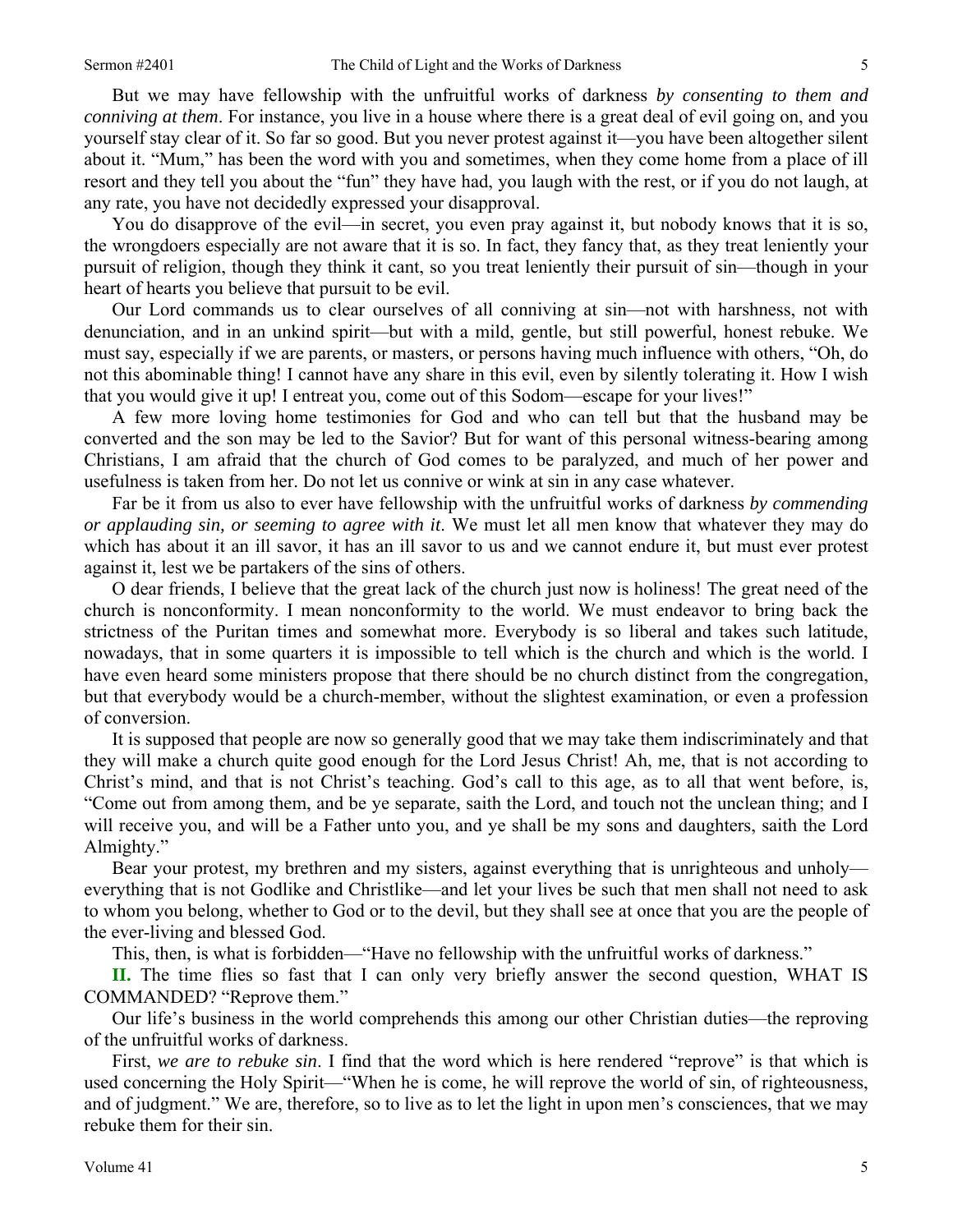But we may have fellowship with the unfruitful works of darkness *by consenting to them and conniving at them*. For instance, you live in a house where there is a great deal of evil going on, and you yourself stay clear of it. So far so good. But you never protest against it—you have been altogether silent about it. "Mum," has been the word with you and sometimes, when they come home from a place of ill resort and they tell you about the "fun" they have had, you laugh with the rest, or if you do not laugh, at any rate, you have not decidedly expressed your disapproval.

You do disapprove of the evil—in secret, you even pray against it, but nobody knows that it is so, the wrongdoers especially are not aware that it is so. In fact, they fancy that, as they treat leniently your pursuit of religion, though they think it cant, so you treat leniently their pursuit of sin—though in your heart of hearts you believe that pursuit to be evil.

Our Lord commands us to clear ourselves of all conniving at sin—not with harshness, not with denunciation, and in an unkind spirit—but with a mild, gentle, but still powerful, honest rebuke. We must say, especially if we are parents, or masters, or persons having much influence with others, "Oh, do not this abominable thing! I cannot have any share in this evil, even by silently tolerating it. How I wish that you would give it up! I entreat you, come out of this Sodom—escape for your lives!"

A few more loving home testimonies for God and who can tell but that the husband may be converted and the son may be led to the Savior? But for want of this personal witness-bearing among Christians, I am afraid that the church of God comes to be paralyzed, and much of her power and usefulness is taken from her. Do not let us connive or wink at sin in any case whatever.

Far be it from us also to ever have fellowship with the unfruitful works of darkness *by commending or applauding sin, or seeming to agree with it*. We must let all men know that whatever they may do which has about it an ill savor, it has an ill savor to us and we cannot endure it, but must ever protest against it, lest we be partakers of the sins of others.

O dear friends, I believe that the great lack of the church just now is holiness! The great need of the church is nonconformity. I mean nonconformity to the world. We must endeavor to bring back the strictness of the Puritan times and somewhat more. Everybody is so liberal and takes such latitude, nowadays, that in some quarters it is impossible to tell which is the church and which is the world. I have even heard some ministers propose that there should be no church distinct from the congregation, but that everybody would be a church-member, without the slightest examination, or even a profession of conversion.

It is supposed that people are now so generally good that we may take them indiscriminately and that they will make a church quite good enough for the Lord Jesus Christ! Ah, me, that is not according to Christ's mind, and that is not Christ's teaching. God's call to this age, as to all that went before, is, "Come out from among them, and be ye separate, saith the Lord, and touch not the unclean thing; and I will receive you, and will be a Father unto you, and ye shall be my sons and daughters, saith the Lord Almighty."

Bear your protest, my brethren and my sisters, against everything that is unrighteous and unholy—everything that is not Godlike and Christlike—and let your lives be such that men shall not need to ask to whom you belong, whether to God or to the devil, but they shall see at once that you are the people of the ever-living and blessed God.

This, then, is what is forbidden—"Have no fellowship with the unfruitful works of darkness."

**II.** The time flies so fast that I can only very briefly answer the second question, WHAT IS COMMANDED? "Reprove them."

Our life's business in the world comprehends this among our other Christian duties—the reproving of the unfruitful works of darkness.

First, *we are to rebuke sin*. I find that the word which is here rendered "reprove" is that which is used concerning the Holy Spirit—"When he is come, he will reprove the world of sin, of righteousness, and of judgment." We are, therefore, so to live as to let the light in upon men's consciences, that we may rebuke them for their sin.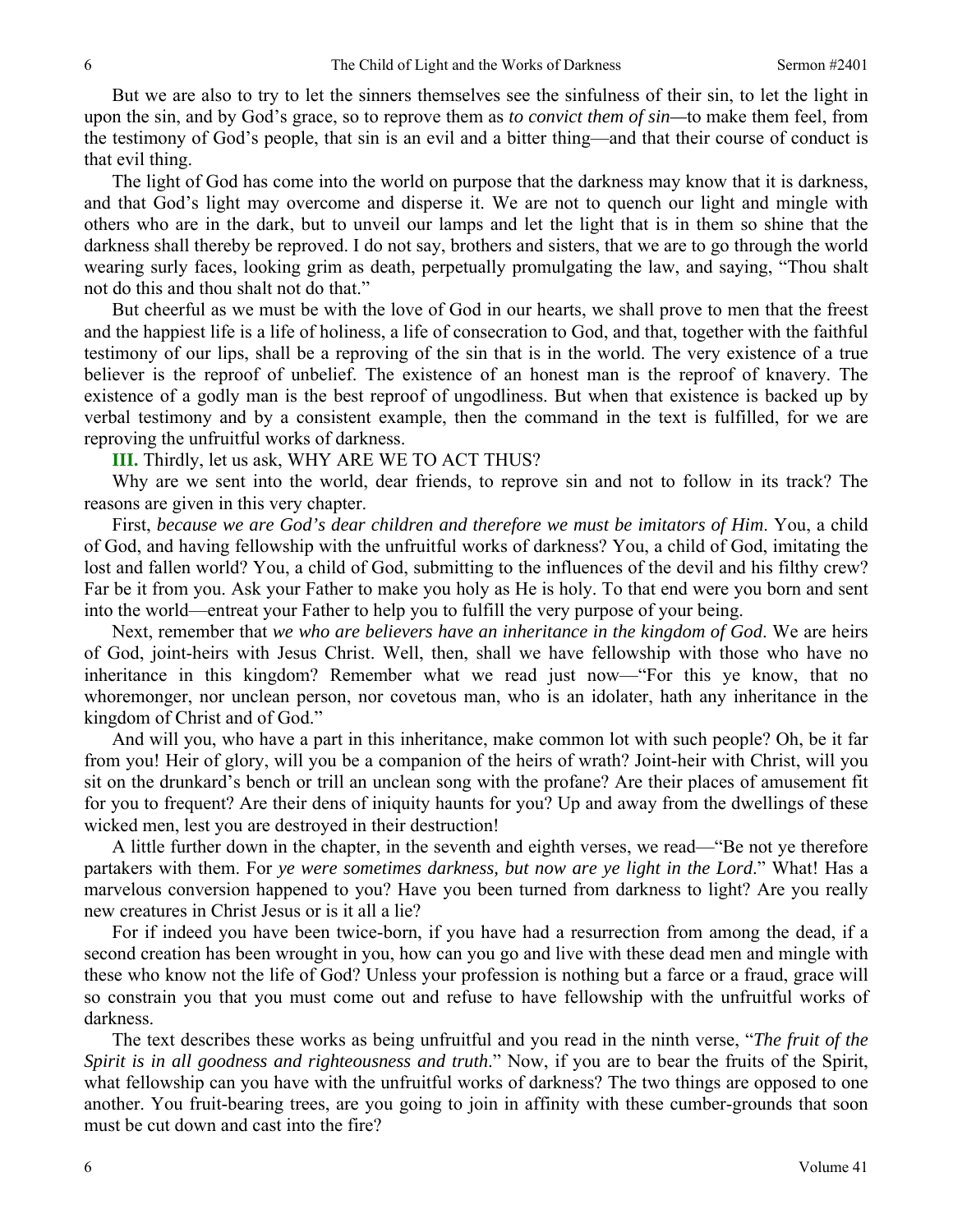But we are also to try to let the sinners themselves see the sinfulness of their sin, to let the light in upon the sin, and by God's grace, so to reprove them as *to convict them of sin*—to make them feel, from the testimony of God's people, that sin is an evil and a bitter thing—and that their course of conduct is that evil thing.

The light of God has come into the world on purpose that the darkness may know that it is darkness, and that God's light may overcome and disperse it. We are not to quench our light and mingle with others who are in the dark, but to unveil our lamps and let the light that is in them so shine that the darkness shall thereby be reproved. I do not say, brothers and sisters, that we are to go through the world wearing surly faces, looking grim as death, perpetually promulgating the law, and saying, "Thou shalt not do this and thou shalt not do that."

But cheerful as we must be with the love of God in our hearts, we shall prove to men that the freest and the happiest life is a life of holiness, a life of consecration to God, and that, together with the faithful testimony of our lips, shall be a reproving of the sin that is in the world. The very existence of a true believer is the reproof of unbelief. The existence of an honest man is the reproof of knavery. The existence of a godly man is the best reproof of ungodliness. But when that existence is backed up by verbal testimony and by a consistent example, then the command in the text is fulfilled, for we are reproving the unfruitful works of darkness.

**III.** Thirdly, let us ask, WHY ARE WE TO ACT THUS?

Why are we sent into the world, dear friends, to reprove sin and not to follow in its track? The reasons are given in this very chapter.

First, *because we are God's dear children and therefore we must be imitators of Him*. You, a child of God, and having fellowship with the unfruitful works of darkness? You, a child of God, imitating the lost and fallen world? You, a child of God, submitting to the influences of the devil and his filthy crew? Far be it from you. Ask your Father to make you holy as He is holy. To that end were you born and sent into the world—entreat your Father to help you to fulfill the very purpose of your being.

Next, remember that *we who are believers have an inheritance in the kingdom of God*. We are heirs of God, joint-heirs with Jesus Christ. Well, then, shall we have fellowship with those who have no inheritance in this kingdom? Remember what we read just now—"For this ye know, that no whoremonger, nor unclean person, nor covetous man, who is an idolater, hath any inheritance in the kingdom of Christ and of God."

And will you, who have a part in this inheritance, make common lot with such people? Oh, be it far from you! Heir of glory, will you be a companion of the heirs of wrath? Joint-heir with Christ, will you sit on the drunkard's bench or trill an unclean song with the profane? Are their places of amusement fit for you to frequent? Are their dens of iniquity haunts for you? Up and away from the dwellings of these wicked men, lest you are destroyed in their destruction!

A little further down in the chapter, in the seventh and eighth verses, we read—"Be not ye therefore partakers with them. For *ye were sometimes darkness, but now are ye light in the Lord*." What! Has a marvelous conversion happened to you? Have you been turned from darkness to light? Are you really new creatures in Christ Jesus or is it all a lie?

For if indeed you have been twice-born, if you have had a resurrection from among the dead, if a second creation has been wrought in you, how can you go and live with these dead men and mingle with these who know not the life of God? Unless your profession is nothing but a farce or a fraud, grace will so constrain you that you must come out and refuse to have fellowship with the unfruitful works of darkness.

The text describes these works as being unfruitful and you read in the ninth verse, "*The fruit of the Spirit is in all goodness and righteousness and truth*." Now, if you are to bear the fruits of the Spirit, what fellowship can you have with the unfruitful works of darkness? The two things are opposed to one another. You fruit-bearing trees, are you going to join in affinity with these cumber-grounds that soon must be cut down and cast into the fire?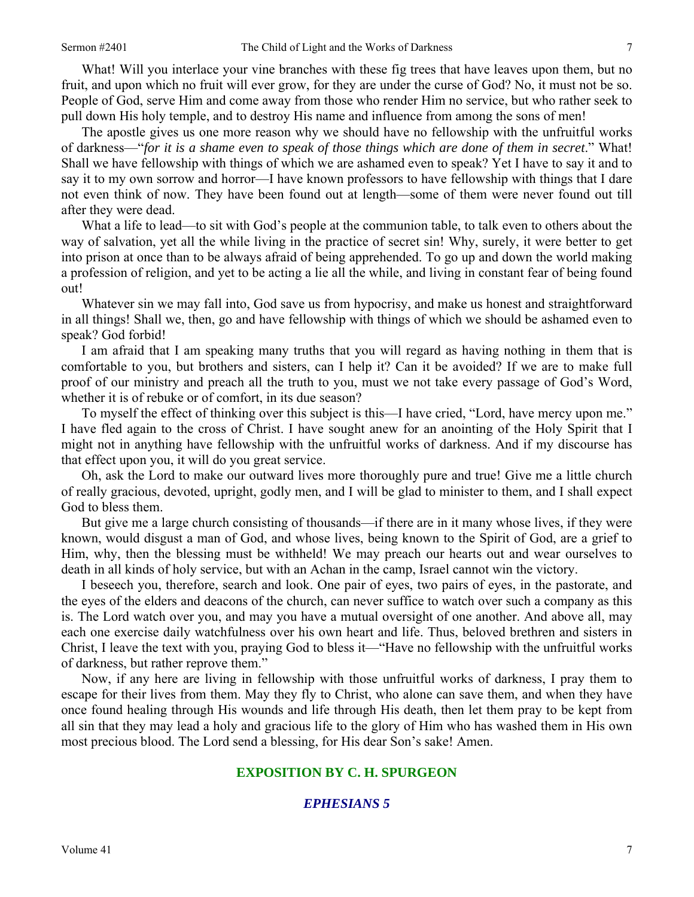What! Will you interlace your vine branches with these fig trees that have leaves upon them, but no fruit, and upon which no fruit will ever grow, for they are under the curse of God? No, it must not be so. People of God, serve Him and come away from those who render Him no service, but who rather seek to pull down His holy temple, and to destroy His name and influence from among the sons of men!

The apostle gives us one more reason why we should have no fellowship with the unfruitful works of darkness—"*for it is a shame even to speak of those things which are done of them in secret*." What! Shall we have fellowship with things of which we are ashamed even to speak? Yet I have to say it and to say it to my own sorrow and horror—I have known professors to have fellowship with things that I dare not even think of now. They have been found out at length—some of them were never found out till after they were dead.

What a life to lead—to sit with God's people at the communion table, to talk even to others about the way of salvation, yet all the while living in the practice of secret sin! Why, surely, it were better to get into prison at once than to be always afraid of being apprehended. To go up and down the world making a profession of religion, and yet to be acting a lie all the while, and living in constant fear of being found out!

Whatever sin we may fall into, God save us from hypocrisy, and make us honest and straightforward in all things! Shall we, then, go and have fellowship with things of which we should be ashamed even to speak? God forbid!

I am afraid that I am speaking many truths that you will regard as having nothing in them that is comfortable to you, but brothers and sisters, can I help it? Can it be avoided? If we are to make full proof of our ministry and preach all the truth to you, must we not take every passage of God's Word, whether it is of rebuke or of comfort, in its due season?

To myself the effect of thinking over this subject is this—I have cried, "Lord, have mercy upon me." I have fled again to the cross of Christ. I have sought anew for an anointing of the Holy Spirit that I might not in anything have fellowship with the unfruitful works of darkness. And if my discourse has that effect upon you, it will do you great service.

Oh, ask the Lord to make our outward lives more thoroughly pure and true! Give me a little church of really gracious, devoted, upright, godly men, and I will be glad to minister to them, and I shall expect God to bless them.

But give me a large church consisting of thousands—if there are in it many whose lives, if they were known, would disgust a man of God, and whose lives, being known to the Spirit of God, are a grief to Him, why, then the blessing must be withheld! We may preach our hearts out and wear ourselves to death in all kinds of holy service, but with an Achan in the camp, Israel cannot win the victory.

I beseech you, therefore, search and look. One pair of eyes, two pairs of eyes, in the pastorate, and the eyes of the elders and deacons of the church, can never suffice to watch over such a company as this is. The Lord watch over you, and may you have a mutual oversight of one another. And above all, may each one exercise daily watchfulness over his own heart and life. Thus, beloved brethren and sisters in Christ, I leave the text with you, praying God to bless it—"Have no fellowship with the unfruitful works of darkness, but rather reprove them."

Now, if any here are living in fellowship with those unfruitful works of darkness, I pray them to escape for their lives from them. May they fly to Christ, who alone can save them, and when they have once found healing through His wounds and life through His death, then let them pray to be kept from all sin that they may lead a holy and gracious life to the glory of Him who has washed them in His own most precious blood. The Lord send a blessing, for His dear Son's sake! Amen.

## EXPOSITION BY C. H. SPURGEON

### *EPHESIANS 5*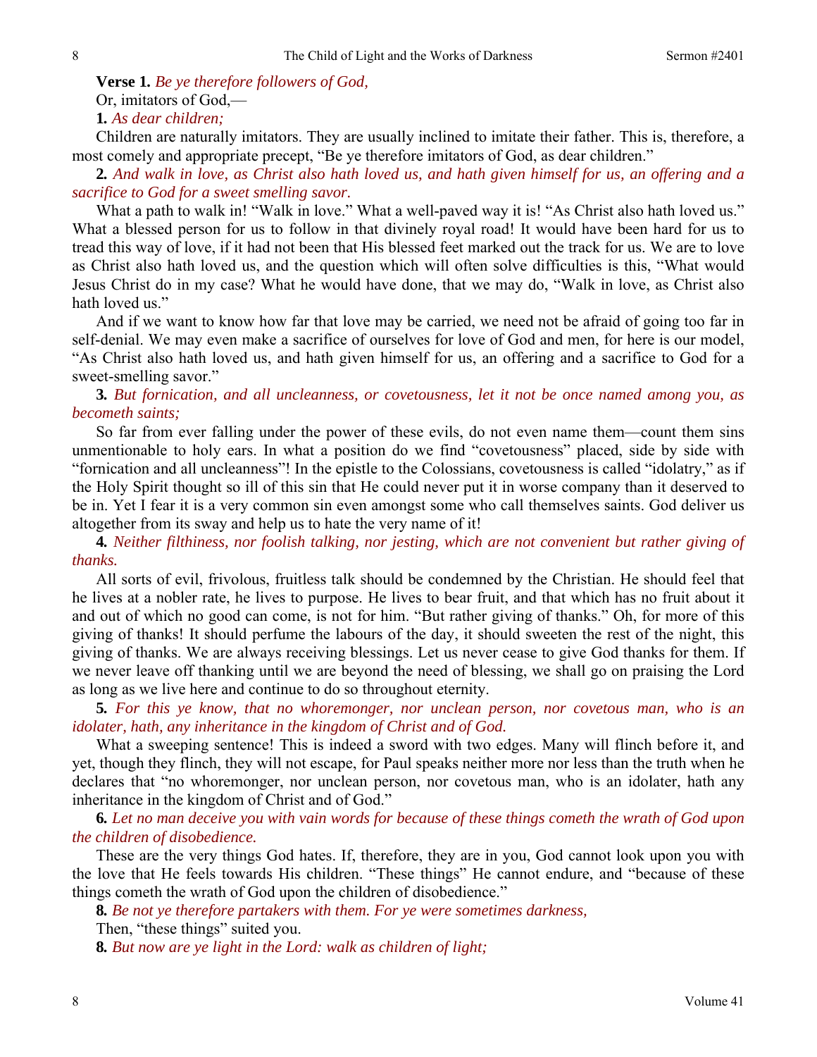**Verse 1.** *Be ye therefore followers of God,*

Or, imitators of God,—

**1.** *As dear children;*

Children are naturally imitators. They are usually inclined to imitate their father. This is, therefore, a most comely and appropriate precept, "Be ye therefore imitators of God, as dear children."

**2.** *And walk in love, as Christ also hath loved us, and hath given himself for us, an offering and a sacrifice to God for a sweet smelling savor.*

What a path to walk in! "Walk in love." What a well-paved way it is! "As Christ also hath loved us." What a blessed person for us to follow in that divinely royal road! It would have been hard for us to tread this way of love, if it had not been that His blessed feet marked out the track for us. We are to love as Christ also hath loved us, and the question which will often solve difficulties is this, "What would Jesus Christ do in my case? What he would have done, that we may do, "Walk in love, as Christ also hath loved us."

And if we want to know how far that love may be carried, we need not be afraid of going too far in self-denial. We may even make a sacrifice of ourselves for love of God and men, for here is our model, "As Christ also hath loved us, and hath given himself for us, an offering and a sacrifice to God for a sweet-smelling savor."

**3.** *But fornication, and all uncleanness, or covetousness, let it not be once named among you, as becometh saints;*

So far from ever falling under the power of these evils, do not even name them—count them sins unmentionable to holy ears. In what a position do we find "covetousness" placed, side by side with "fornication and all uncleanness"! In the epistle to the Colossians, covetousness is called "idolatry," as if the Holy Spirit thought so ill of this sin that He could never put it in worse company than it deserved to be in. Yet I fear it is a very common sin even amongst some who call themselves saints. God deliver us altogether from its sway and help us to hate the very name of it!

**4.** *Neither filthiness, nor foolish talking, nor jesting, which are not convenient but rather giving of thanks.*

All sorts of evil, frivolous, fruitless talk should be condemned by the Christian. He should feel that he lives at a nobler rate, he lives to purpose. He lives to bear fruit, and that which has no fruit about it and out of which no good can come, is not for him. "But rather giving of thanks." Oh, for more of this giving of thanks! It should perfume the labours of the day, it should sweeten the rest of the night, this giving of thanks. We are always receiving blessings. Let us never cease to give God thanks for them. If we never leave off thanking until we are beyond the need of blessing, we shall go on praising the Lord as long as we live here and continue to do so throughout eternity.

**5.** *For this ye know, that no whoremonger, nor unclean person, nor covetous man, who is an idolater, hath, any inheritance in the kingdom of Christ and of God.*

What a sweeping sentence! This is indeed a sword with two edges. Many will flinch before it, and yet, though they flinch, they will not escape, for Paul speaks neither more nor less than the truth when he declares that "no whoremonger, nor unclean person, nor covetous man, who is an idolater, hath any inheritance in the kingdom of Christ and of God."

**6.** *Let no man deceive you with vain words for because of these things cometh the wrath of God upon the children of disobedience.*

These are the very things God hates. If, therefore, they are in you, God cannot look upon you with the love that He feels towards His children. "These things" He cannot endure, and "because of these things cometh the wrath of God upon the children of disobedience."

**8.** *Be not ye therefore partakers with them. For ye were sometimes darkness,*

Then, "these things" suited you.

**8.** *But now are ye light in the Lord: walk as children of light;*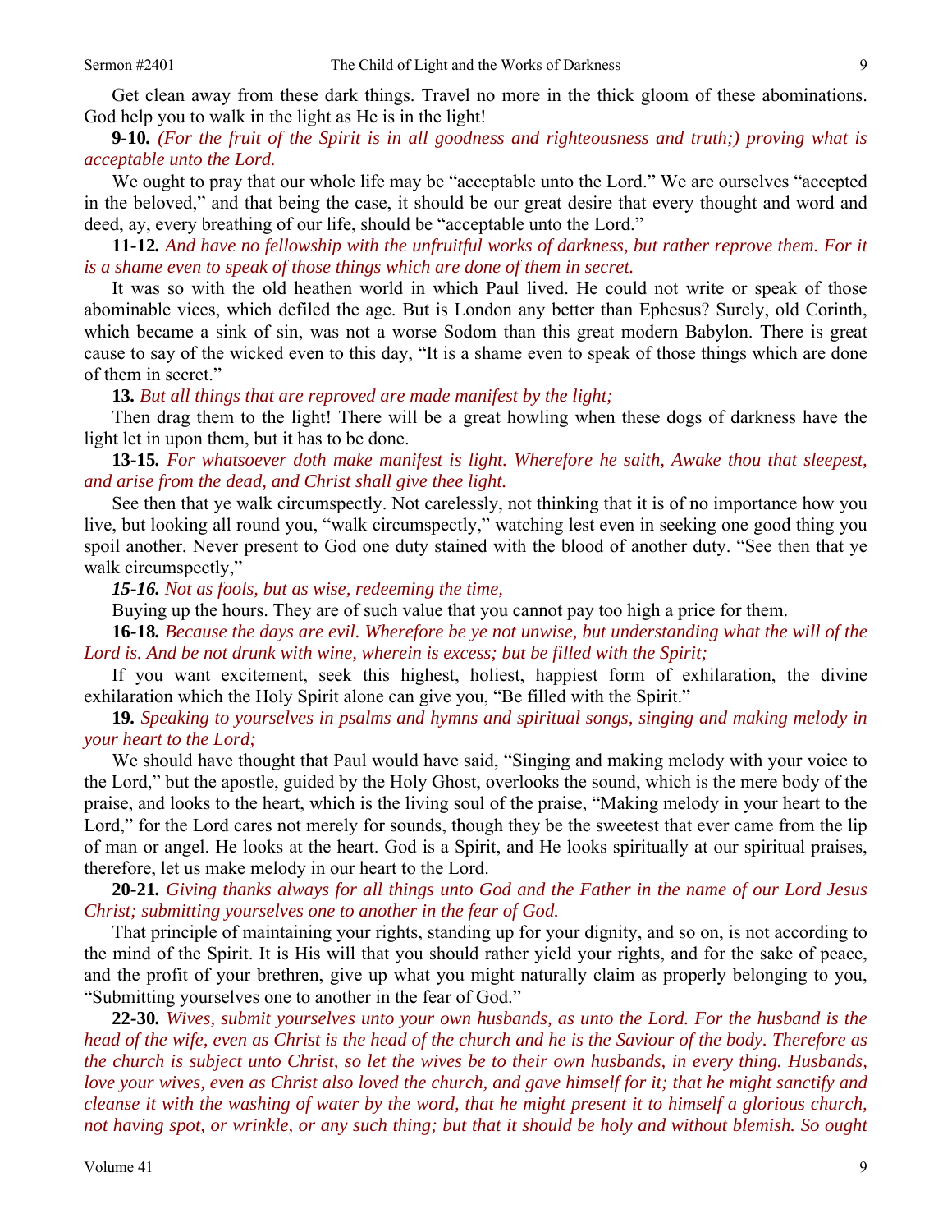Get clean away from these dark things. Travel no more in the thick gloom of these abominations. God help you to walk in the light as He is in the light!

**9-10.** *(For the fruit of the Spirit is in all goodness and righteousness and truth;) proving what is acceptable unto the Lord.*

We ought to pray that our whole life may be "acceptable unto the Lord." We are ourselves "accepted in the beloved," and that being the case, it should be our great desire that every thought and word and deed, ay, every breathing of our life, should be "acceptable unto the Lord."

**11-12.** *And have no fellowship with the unfruitful works of darkness, but rather reprove them. For it is a shame even to speak of those things which are done of them in secret.*

It was so with the old heathen world in which Paul lived. He could not write or speak of those abominable vices, which defiled the age. But is London any better than Ephesus? Surely, old Corinth, which became a sink of sin, was not a worse Sodom than this great modern Babylon. There is great cause to say of the wicked even to this day, "It is a shame even to speak of those things which are done of them in secret."

**13.** *But all things that are reproved are made manifest by the light;*

Then drag them to the light! There will be a great howling when these dogs of darkness have the light let in upon them, but it has to be done.

**13-15.** *For whatsoever doth make manifest is light. Wherefore he saith, Awake thou that sleepest, and arise from the dead, and Christ shall give thee light.*

See then that ye walk circumspectly. Not carelessly, not thinking that it is of no importance how you live, but looking all round you, "walk circumspectly," watching lest even in seeking one good thing you spoil another. Never present to God one duty stained with the blood of another duty. "See then that ye walk circumspectly,"

***15-16.*** *Not as fools, but as wise, redeeming the time,*

Buying up the hours. They are of such value that you cannot pay too high a price for them.

**16-18.** *Because the days are evil. Wherefore be ye not unwise, but understanding what the will of the Lord is. And be not drunk with wine, wherein is excess; but be filled with the Spirit;*

If you want excitement, seek this highest, holiest, happiest form of exhilaration, the divine exhilaration which the Holy Spirit alone can give you, "Be filled with the Spirit."

**19.** *Speaking to yourselves in psalms and hymns and spiritual songs, singing and making melody in your heart to the Lord;*

We should have thought that Paul would have said, "Singing and making melody with your voice to the Lord," but the apostle, guided by the Holy Ghost, overlooks the sound, which is the mere body of the praise, and looks to the heart, which is the living soul of the praise, "Making melody in your heart to the Lord," for the Lord cares not merely for sounds, though they be the sweetest that ever came from the lip of man or angel. He looks at the heart. God is a Spirit, and He looks spiritually at our spiritual praises, therefore, let us make melody in our heart to the Lord.

**20-21.** *Giving thanks always for all things unto God and the Father in the name of our Lord Jesus Christ; submitting yourselves one to another in the fear of God.*

That principle of maintaining your rights, standing up for your dignity, and so on, is not according to the mind of the Spirit. It is His will that you should rather yield your rights, and for the sake of peace, and the profit of your brethren, give up what you might naturally claim as properly belonging to you, "Submitting yourselves one to another in the fear of God."

**22-30.** *Wives, submit yourselves unto your own husbands, as unto the Lord. For the husband is the head of the wife, even as Christ is the head of the church and he is the Saviour of the body. Therefore as the church is subject unto Christ, so let the wives be to their own husbands, in every thing. Husbands, love your wives, even as Christ also loved the church, and gave himself for it; that he might sanctify and cleanse it with the washing of water by the word, that he might present it to himself a glorious church, not having spot, or wrinkle, or any such thing; but that it should be holy and without blemish. So ought*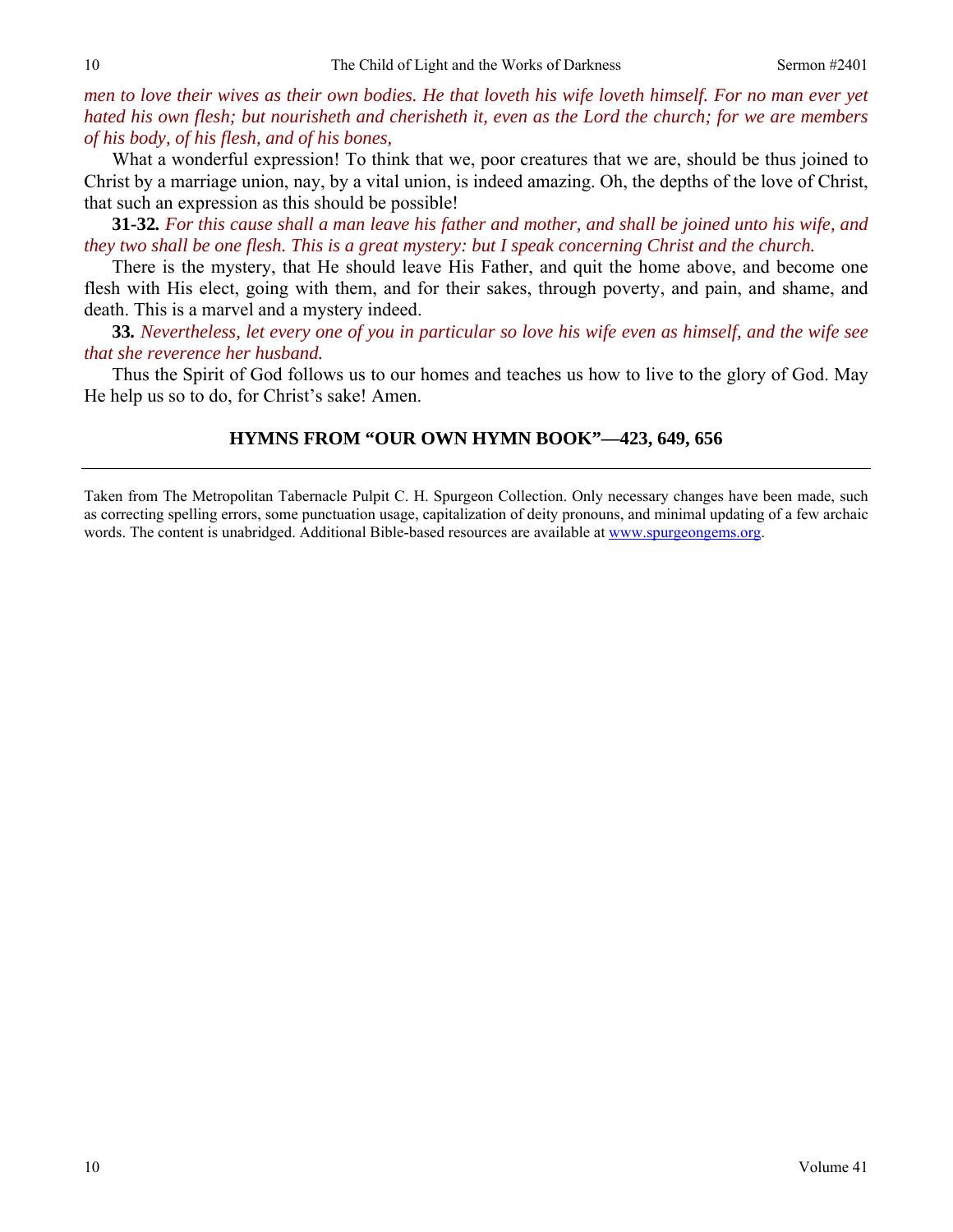*men to love their wives as their own bodies. He that loveth his wife loveth himself. For no man ever yet hated his own flesh; but nourisheth and cherisheth it, even as the Lord the church; for we are members of his body, of his flesh, and of his bones,*

What a wonderful expression! To think that we, poor creatures that we are, should be thus joined to Christ by a marriage union, nay, by a vital union, is indeed amazing. Oh, the depths of the love of Christ, that such an expression as this should be possible!

**31-32.** *For this cause shall a man leave his father and mother, and shall be joined unto his wife, and they two shall be one flesh. This is a great mystery: but I speak concerning Christ and the church.*

There is the mystery, that He should leave His Father, and quit the home above, and become one flesh with His elect, going with them, and for their sakes, through poverty, and pain, and shame, and death. This is a marvel and a mystery indeed.

**33.** *Nevertheless, let every one of you in particular so love his wife even as himself, and the wife see that she reverence her husband.*

Thus the Spirit of God follows us to our homes and teaches us how to live to the glory of God. May He help us so to do, for Christ's sake! Amen.

## HYMNS FROM "OUR OWN HYMN BOOK"—423, 649, 656

---

Taken from The Metropolitan Tabernacle Pulpit C. H. Spurgeon Collection. Only necessary changes have been made, such as correcting spelling errors, some punctuation usage, capitalization of deity pronouns, and minimal updating of a few archaic words. The content is unabridged. Additional Bible-based resources are available at www.spurgeongems.org.